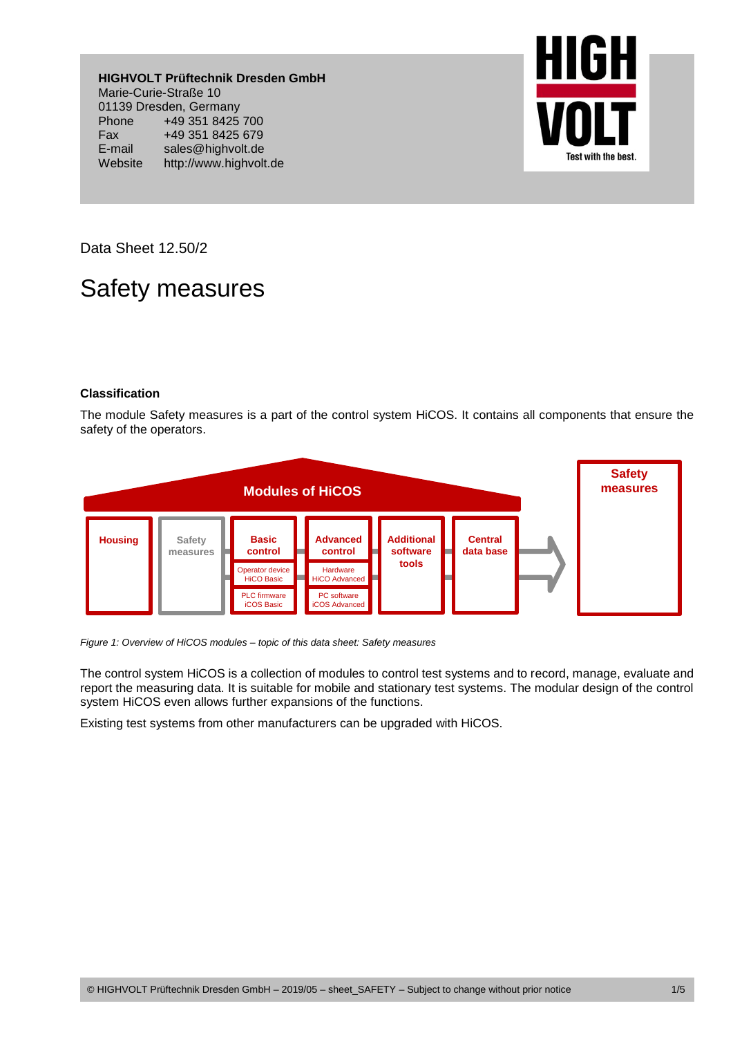**HIGHVOLT Prüftechnik Dresden GmbH**
Marie-Curie-Straße 10
01139 Dresden, Germany
Phone +49 351 8425 700
Fax +49 351 8425 679
E-mail sales@highvolt.de
Website http://www.highvolt.de

HIGH VOLT
Test with the best.

Data Sheet 12.50/2

# Safety measures

### Classification

The module Safety measures is a part of the control system HiCOS. It contains all components that ensure the safety of the operators.

Modules of HiCOS

Housing

Safety measures

Basic control

Operator device HiCO Basic

PLC firmware iCOS Basic

Advanced control

Hardware HiCO Advanced

PC software iCOS Advanced

Additional software tools

Central data base

Safety measures

*Figure 1: Overview of HiCOS modules – topic of this data sheet: Safety measures*

The control system HiCOS is a collection of modules to control test systems and to record, manage, evaluate and report the measuring data. It is suitable for mobile and stationary test systems. The modular design of the control system HiCOS even allows further expansions of the functions.

Existing test systems from other manufacturers can be upgraded with HiCOS.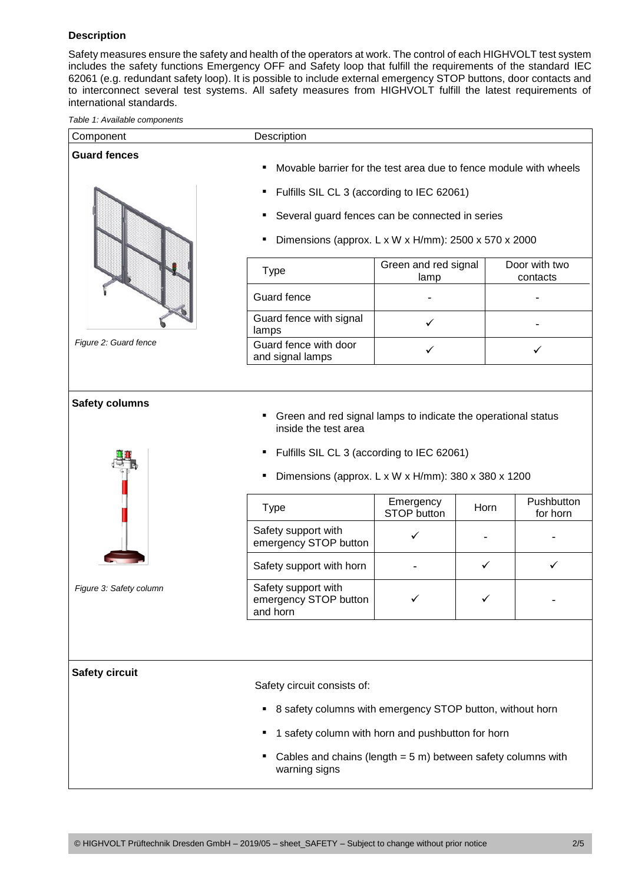## Description

Safety measures ensure the safety and health of the operators at work. The control of each HIGHVOLT test system includes the safety functions Emergency OFF and Safety loop that fulfill the requirements of the standard IEC 62061 (e.g. redundant safety loop). It is possible to include external emergency STOP buttons, door contacts and to interconnect several test systems. All safety measures from HIGHVOLT fulfill the latest requirements of international standards.

*Table 1: Available components*

| Component | Description |
| --- | --- |
| **Guard fences** | |

- Movable barrier for the test area due to fence module with wheels
- Fulfills SIL CL 3 (according to IEC 62061)
- Several guard fences can be connected in series
- Dimensions (approx. L x W x H/mm): 2500 x 570 x 2000

| Type | Green and red signal lamp | Door with two contacts |
| --- | --- | --- |
| Guard fence | - | - |
| Guard fence with signal lamps | ✓ | - |
| Guard fence with door and signal lamps | ✓ | ✓ |

*Figure 2: Guard fence*

**Safety columns**

- Green and red signal lamps to indicate the operational status inside the test area
- Fulfills SIL CL 3 (according to IEC 62061)
- Dimensions (approx. L x W x H/mm): 380 x 380 x 1200

| Type | Emergency STOP button | Horn | Pushbutton for horn |
| --- | --- | --- | --- |
| Safety support with emergency STOP button | ✓ | - | - |
| Safety support with horn | - | ✓ | ✓ |
| Safety support with emergency STOP button and horn | ✓ | ✓ | - |

*Figure 3: Safety column*

**Safety circuit**

Safety circuit consists of:

- 8 safety columns with emergency STOP button, without horn
- 1 safety column with horn and pushbutton for horn
- Cables and chains (length = 5 m) between safety columns with warning signs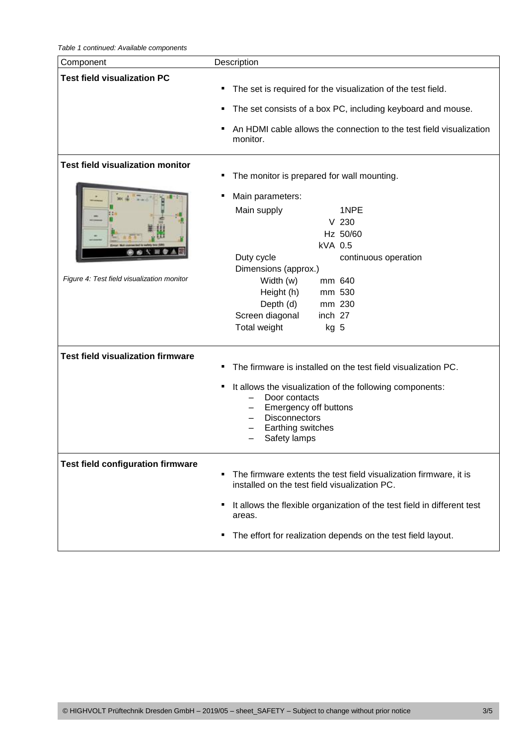*Table 1 continued: Available components*

| Component | Description |
| --- | --- |
| **Test field visualization PC** | ▪ The set is required for the visualization of the test field.<br>▪ The set consists of a box PC, including keyboard and mouse.<br>▪ An HDMI cable allows the connection to the test field visualization monitor. |
| **Test field visualization monitor**<br><br>*Figure 4: Test field visualization monitor* | ▪ The monitor is prepared for wall mounting.<br>▪ Main parameters:<br>Main supply — 1NPE<br>V 230<br>Hz 50/60<br>kVA 0.5<br>Duty cycle — continuous operation<br>Dimensions (approx.)<br>Width (w) mm 640<br>Height (h) mm 530<br>Depth (d) mm 230<br>Screen diagonal inch 27<br>Total weight kg 5 |
| **Test field visualization firmware** | ▪ The firmware is installed on the test field visualization PC.<br>▪ It allows the visualization of the following components:<br>– Door contacts<br>– Emergency off buttons<br>– Disconnectors<br>– Earthing switches<br>– Safety lamps |
| **Test field configuration firmware** | ▪ The firmware extents the test field visualization firmware, it is installed on the test field visualization PC.<br>▪ It allows the flexible organization of the test field in different test areas.<br>▪ The effort for realization depends on the test field layout. |

© HIGHVOLT Prüftechnik Dresden GmbH – 2019/05 – sheet_SAFETY – Subject to change without prior notice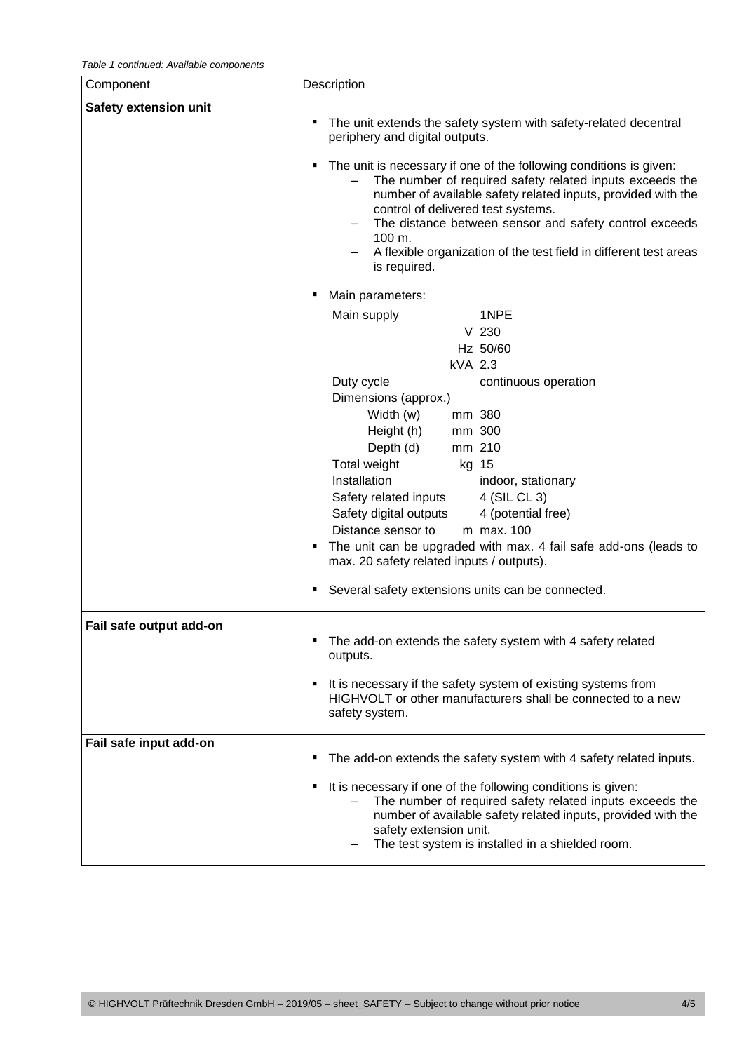*Table 1 continued: Available components*

| Component | Description |
|---|---|
| **Safety extension unit** | ▪ The unit extends the safety system with safety-related decentral periphery and digital outputs.<br><br>▪ The unit is necessary if one of the following conditions is given:<br>– The number of required safety related inputs exceeds the number of available safety related inputs, provided with the control of delivered test systems.<br>– The distance between sensor and safety control exceeds 100 m.<br>– A flexible organization of the test field in different test areas is required.<br><br>▪ Main parameters:<br>Main supply: 1NPE<br>V 230<br>Hz 50/60<br>kVA 2.3<br>Duty cycle: continuous operation<br>Dimensions (approx.)<br>Width (w) mm 380<br>Height (h) mm 300<br>Depth (d) mm 210<br>Total weight kg 15<br>Installation: indoor, stationary<br>Safety related inputs: 4 (SIL CL 3)<br>Safety digital outputs: 4 (potential free)<br>Distance sensor to m max. 100<br>▪ The unit can be upgraded with max. 4 fail safe add-ons (leads to max. 20 safety related inputs / outputs).<br><br>▪ Several safety extensions units can be connected. |
| **Fail safe output add-on** | ▪ The add-on extends the safety system with 4 safety related outputs.<br><br>▪ It is necessary if the safety system of existing systems from HIGHVOLT or other manufacturers shall be connected to a new safety system. |
| **Fail safe input add-on** | ▪ The add-on extends the safety system with 4 safety related inputs.<br><br>▪ It is necessary if one of the following conditions is given:<br>– The number of required safety related inputs exceeds the number of available safety related inputs, provided with the safety extension unit.<br>– The test system is installed in a shielded room. |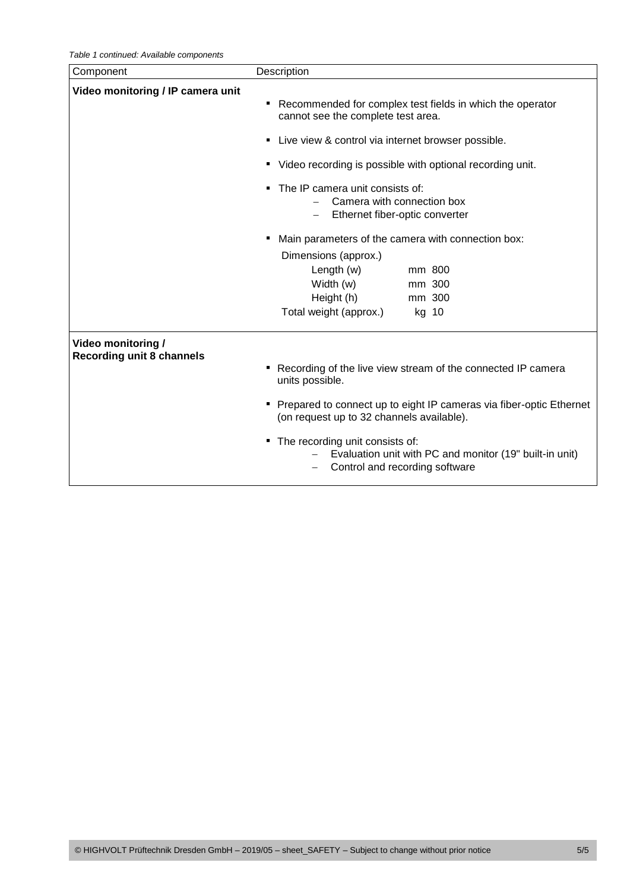*Table 1 continued: Available components*

| Component | Description |
|---|---|
| **Video monitoring / IP camera unit** | ▪ Recommended for complex test fields in which the operator cannot see the complete test area.<br><br>▪ Live view & control via internet browser possible.<br><br>▪ Video recording is possible with optional recording unit.<br><br>▪ The IP camera unit consists of:<br>– Camera with connection box<br>– Ethernet fiber-optic converter<br><br>▪ Main parameters of the camera with connection box:<br>Dimensions (approx.)<br>Length (w) mm 800<br>Width (w) mm 300<br>Height (h) mm 300<br>Total weight (approx.) kg 10 |
| **Video monitoring / Recording unit 8 channels** | ▪ Recording of the live view stream of the connected IP camera units possible.<br><br>▪ Prepared to connect up to eight IP cameras via fiber-optic Ethernet (on request up to 32 channels available).<br><br>▪ The recording unit consists of:<br>– Evaluation unit with PC and monitor (19" built-in unit)<br>– Control and recording software |

© HIGHVOLT Prüftechnik Dresden GmbH – 2019/05 – sheet_SAFETY – Subject to change without prior notice